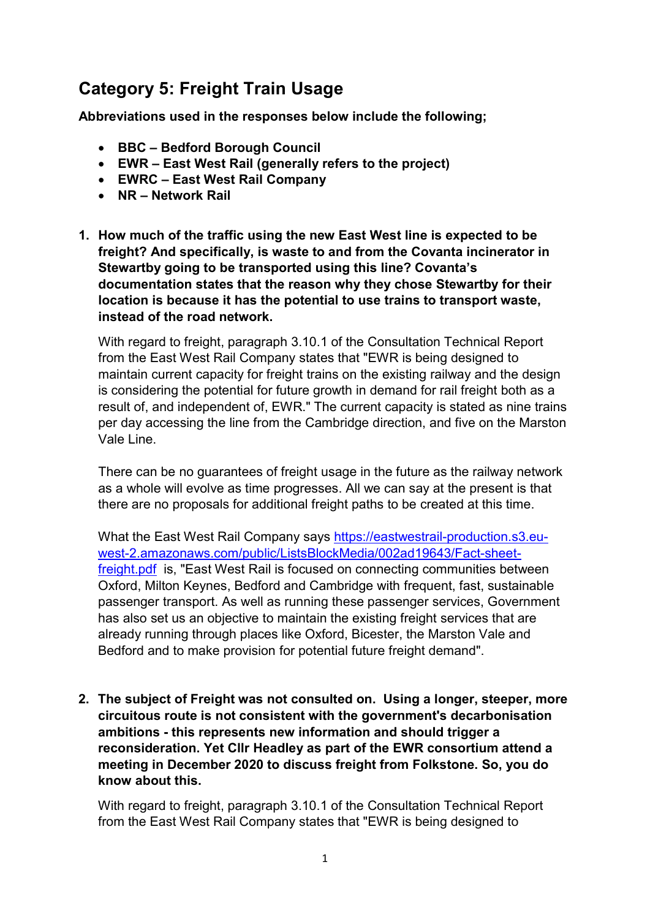## Category 5: Freight Train Usage

**Abbreviations used in the responses below include the following;**

- **BBC – Bedford Borough Council**
- **EWR – East West Rail (generally refers to the project)**
- **EWRC – East West Rail Company**
- **NR – Network Rail**

1. **How much of the traffic using the new East West line is expected to be freight? And specifically, is waste to and from the Covanta incinerator in Stewartby going to be transported using this line? Covanta's documentation states that the reason why they chose Stewartby for their location is because it has the potential to use trains to transport waste, instead of the road network.**

   With regard to freight, paragraph 3.10.1 of the Consultation Technical Report from the East West Rail Company states that "EWR is being designed to maintain current capacity for freight trains on the existing railway and the design is considering the potential for future growth in demand for rail freight both as a result of, and independent of, EWR." The current capacity is stated as nine trains per day accessing the line from the Cambridge direction, and five on the Marston Vale Line.

   There can be no guarantees of freight usage in the future as the railway network as a whole will evolve as time progresses. All we can say at the present is that there are no proposals for additional freight paths to be created at this time.

   What the East West Rail Company says [https://eastwestrail-production.s3.eu-west-2.amazonaws.com/public/ListsBlockMedia/002ad19643/Fact-sheet-freight.pdf](https://eastwestrail-production.s3.eu-west-2.amazonaws.com/public/ListsBlockMedia/002ad19643/Fact-sheet-freight.pdf) is, "East West Rail is focused on connecting communities between Oxford, Milton Keynes, Bedford and Cambridge with frequent, fast, sustainable passenger transport. As well as running these passenger services, Government has also set us an objective to maintain the existing freight services that are already running through places like Oxford, Bicester, the Marston Vale and Bedford and to make provision for potential future freight demand".

2. **The subject of Freight was not consulted on. Using a longer, steeper, more circuitous route is not consistent with the government's decarbonisation ambitions - this represents new information and should trigger a reconsideration. Yet Cllr Headley as part of the EWR consortium attend a meeting in December 2020 to discuss freight from Folkstone. So, you do know about this.**

   With regard to freight, paragraph 3.10.1 of the Consultation Technical Report from the East West Rail Company states that "EWR is being designed to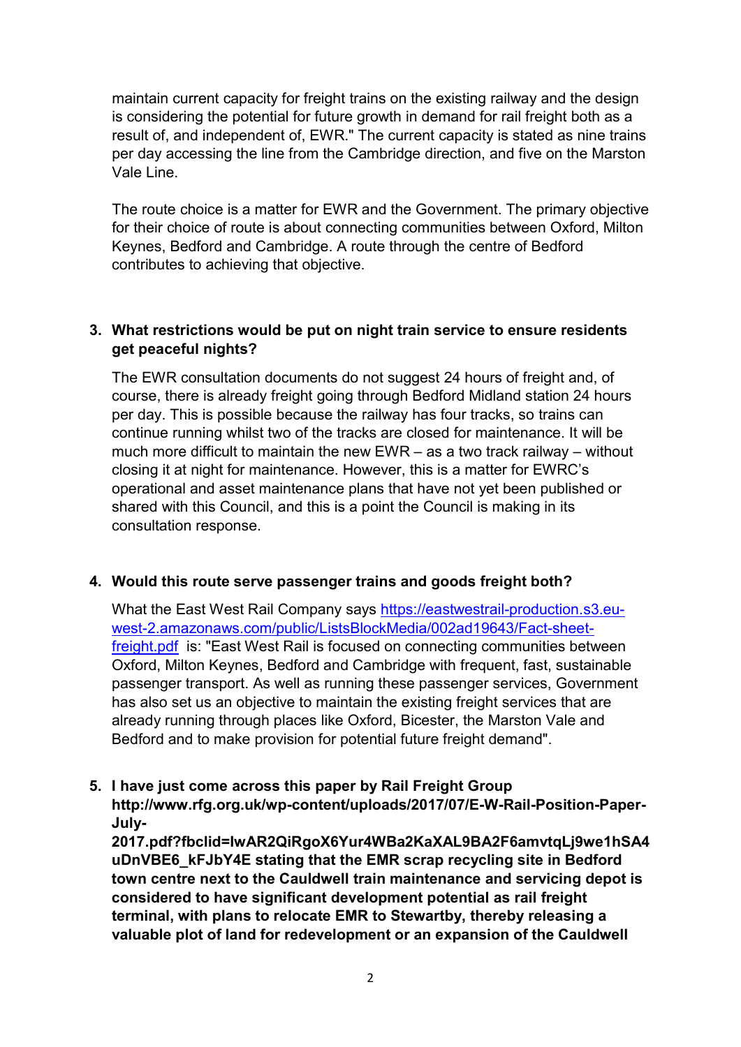maintain current capacity for freight trains on the existing railway and the design is considering the potential for future growth in demand for rail freight both as a result of, and independent of, EWR." The current capacity is stated as nine trains per day accessing the line from the Cambridge direction, and five on the Marston Vale Line.

The route choice is a matter for EWR and the Government. The primary objective for their choice of route is about connecting communities between Oxford, Milton Keynes, Bedford and Cambridge. A route through the centre of Bedford contributes to achieving that objective.

3. **What restrictions would be put on night train service to ensure residents get peaceful nights?**

   The EWR consultation documents do not suggest 24 hours of freight and, of course, there is already freight going through Bedford Midland station 24 hours per day. This is possible because the railway has four tracks, so trains can continue running whilst two of the tracks are closed for maintenance. It will be much more difficult to maintain the new EWR – as a two track railway – without closing it at night for maintenance. However, this is a matter for EWRC's operational and asset maintenance plans that have not yet been published or shared with this Council, and this is a point the Council is making in its consultation response.

4. **Would this route serve passenger trains and goods freight both?**

   What the East West Rail Company says [https://eastwestrail-production.s3.eu-west-2.amazonaws.com/public/ListsBlockMedia/002ad19643/Fact-sheet-freight.pdf](https://eastwestrail-production.s3.eu-west-2.amazonaws.com/public/ListsBlockMedia/002ad19643/Fact-sheet-freight.pdf) is: "East West Rail is focused on connecting communities between Oxford, Milton Keynes, Bedford and Cambridge with frequent, fast, sustainable passenger transport. As well as running these passenger services, Government has also set us an objective to maintain the existing freight services that are already running through places like Oxford, Bicester, the Marston Vale and Bedford and to make provision for potential future freight demand".

5. **I have just come across this paper by Rail Freight Group http://www.rfg.org.uk/wp-content/uploads/2017/07/E-W-Rail-Position-Paper-July-2017.pdf?fbclid=IwAR2QiRgoX6Yur4WBa2KaXAL9BA2F6amvtqLj9we1hSA4uDnVBE6_kFJbY4E stating that the EMR scrap recycling site in Bedford town centre next to the Cauldwell train maintenance and servicing depot is considered to have significant development potential as rail freight terminal, with plans to relocate EMR to Stewartby, thereby releasing a valuable plot of land for redevelopment or an expansion of the Cauldwell**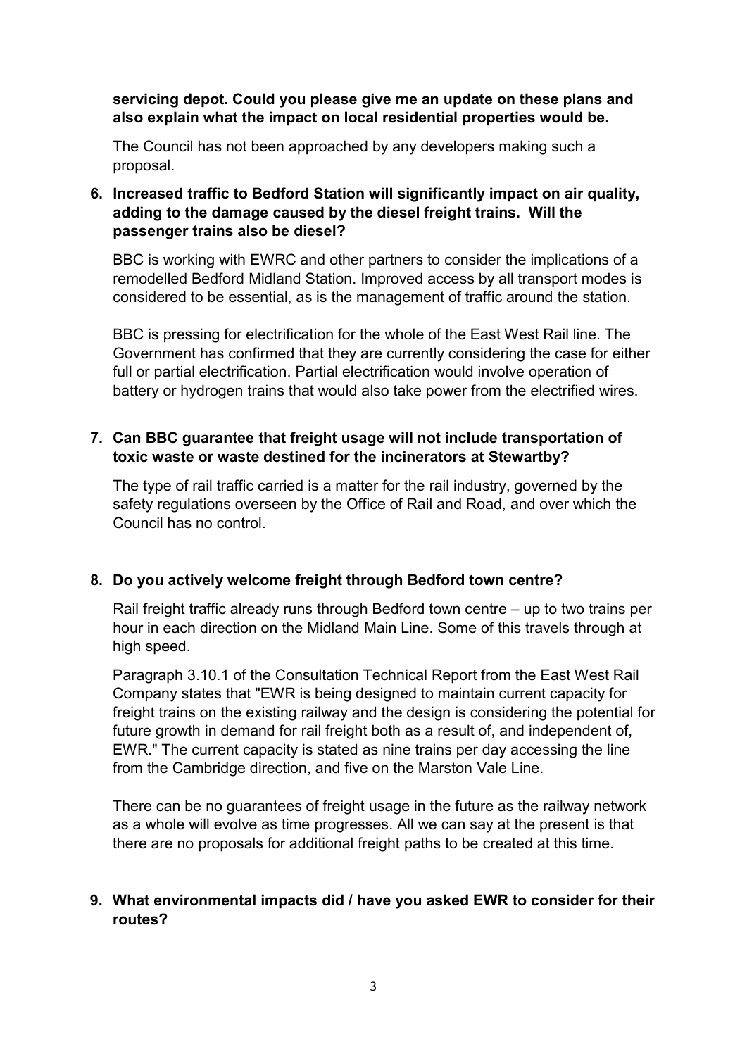**servicing depot. Could you please give me an update on these plans and also explain what the impact on local residential properties would be.**

The Council has not been approached by any developers making such a proposal.

6. **Increased traffic to Bedford Station will significantly impact on air quality, adding to the damage caused by the diesel freight trains. Will the passenger trains also be diesel?**

   BBC is working with EWRC and other partners to consider the implications of a remodelled Bedford Midland Station. Improved access by all transport modes is considered to be essential, as is the management of traffic around the station.

   BBC is pressing for electrification for the whole of the East West Rail line. The Government has confirmed that they are currently considering the case for either full or partial electrification. Partial electrification would involve operation of battery or hydrogen trains that would also take power from the electrified wires.

7. **Can BBC guarantee that freight usage will not include transportation of toxic waste or waste destined for the incinerators at Stewartby?**

   The type of rail traffic carried is a matter for the rail industry, governed by the safety regulations overseen by the Office of Rail and Road, and over which the Council has no control.

8. **Do you actively welcome freight through Bedford town centre?**

   Rail freight traffic already runs through Bedford town centre – up to two trains per hour in each direction on the Midland Main Line. Some of this travels through at high speed.

   Paragraph 3.10.1 of the Consultation Technical Report from the East West Rail Company states that "EWR is being designed to maintain current capacity for freight trains on the existing railway and the design is considering the potential for future growth in demand for rail freight both as a result of, and independent of, EWR." The current capacity is stated as nine trains per day accessing the line from the Cambridge direction, and five on the Marston Vale Line.

   There can be no guarantees of freight usage in the future as the railway network as a whole will evolve as time progresses. All we can say at the present is that there are no proposals for additional freight paths to be created at this time.

9. **What environmental impacts did / have you asked EWR to consider for their routes?**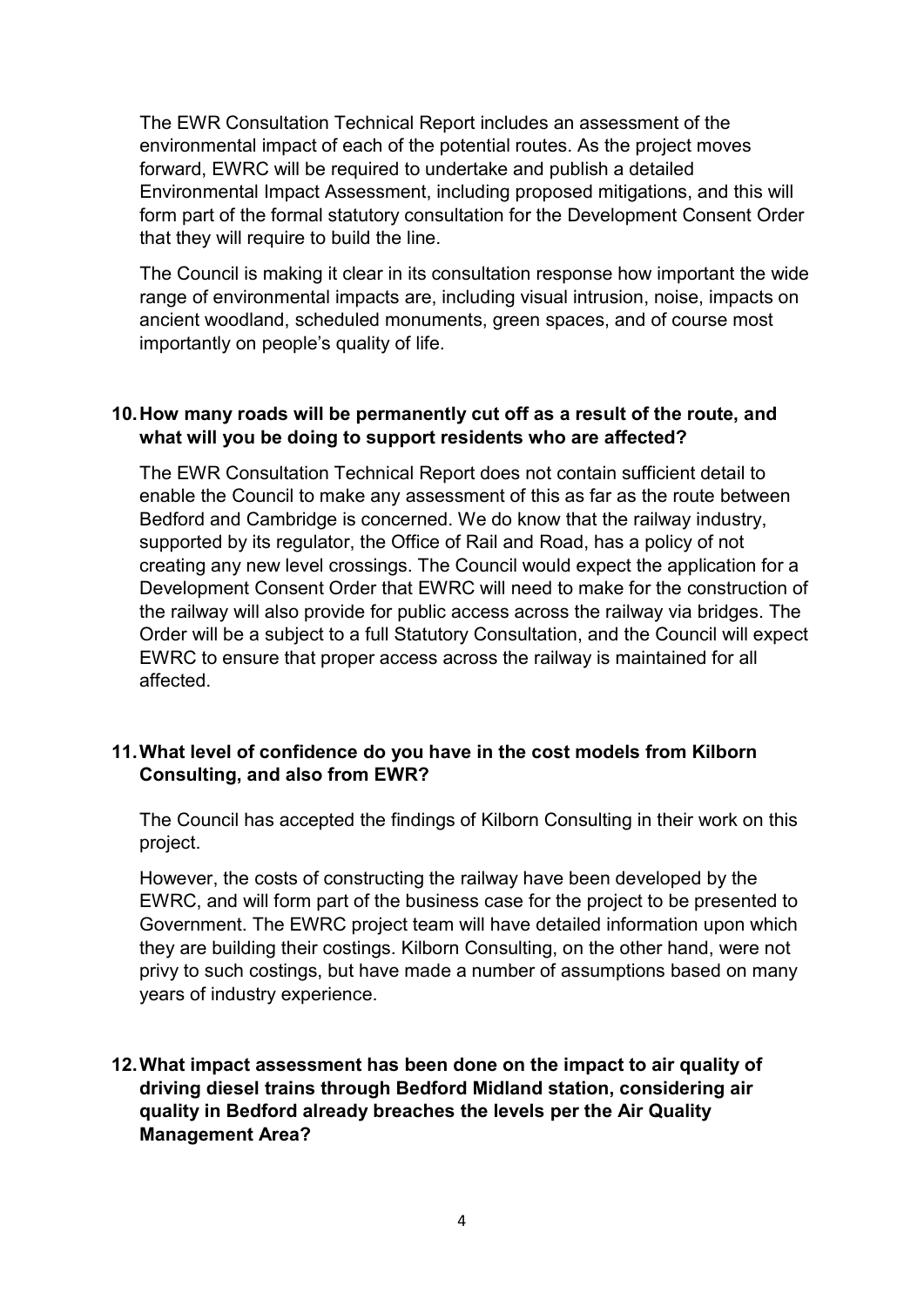The EWR Consultation Technical Report includes an assessment of the environmental impact of each of the potential routes. As the project moves forward, EWRC will be required to undertake and publish a detailed Environmental Impact Assessment, including proposed mitigations, and this will form part of the formal statutory consultation for the Development Consent Order that they will require to build the line.

The Council is making it clear in its consultation response how important the wide range of environmental impacts are, including visual intrusion, noise, impacts on ancient woodland, scheduled monuments, green spaces, and of course most importantly on people's quality of life.

**10. How many roads will be permanently cut off as a result of the route, and what will you be doing to support residents who are affected?**

The EWR Consultation Technical Report does not contain sufficient detail to enable the Council to make any assessment of this as far as the route between Bedford and Cambridge is concerned. We do know that the railway industry, supported by its regulator, the Office of Rail and Road, has a policy of not creating any new level crossings. The Council would expect the application for a Development Consent Order that EWRC will need to make for the construction of the railway will also provide for public access across the railway via bridges. The Order will be a subject to a full Statutory Consultation, and the Council will expect EWRC to ensure that proper access across the railway is maintained for all affected.

**11. What level of confidence do you have in the cost models from Kilborn Consulting, and also from EWR?**

The Council has accepted the findings of Kilborn Consulting in their work on this project.

However, the costs of constructing the railway have been developed by the EWRC, and will form part of the business case for the project to be presented to Government. The EWRC project team will have detailed information upon which they are building their costings. Kilborn Consulting, on the other hand, were not privy to such costings, but have made a number of assumptions based on many years of industry experience.

**12. What impact assessment has been done on the impact to air quality of driving diesel trains through Bedford Midland station, considering air quality in Bedford already breaches the levels per the Air Quality Management Area?**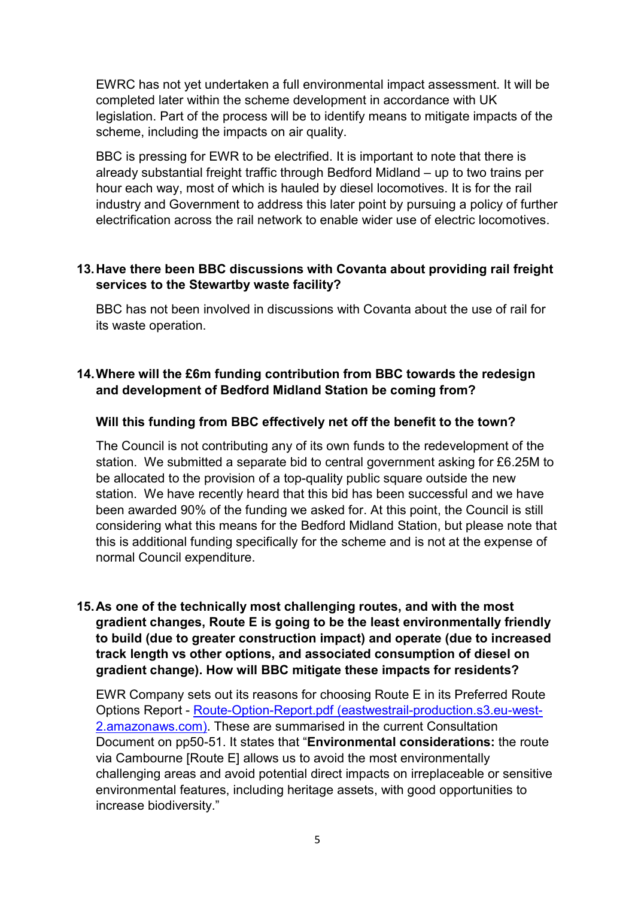EWRC has not yet undertaken a full environmental impact assessment. It will be completed later within the scheme development in accordance with UK legislation. Part of the process will be to identify means to mitigate impacts of the scheme, including the impacts on air quality.

BBC is pressing for EWR to be electrified. It is important to note that there is already substantial freight traffic through Bedford Midland – up to two trains per hour each way, most of which is hauled by diesel locomotives. It is for the rail industry and Government to address this later point by pursuing a policy of further electrification across the rail network to enable wider use of electric locomotives.

**13. Have there been BBC discussions with Covanta about providing rail freight services to the Stewartby waste facility?**

BBC has not been involved in discussions with Covanta about the use of rail for its waste operation.

**14. Where will the £6m funding contribution from BBC towards the redesign and development of Bedford Midland Station be coming from?**

**Will this funding from BBC effectively net off the benefit to the town?**

The Council is not contributing any of its own funds to the redevelopment of the station. We submitted a separate bid to central government asking for £6.25M to be allocated to the provision of a top-quality public square outside the new station. We have recently heard that this bid has been successful and we have been awarded 90% of the funding we asked for. At this point, the Council is still considering what this means for the Bedford Midland Station, but please note that this is additional funding specifically for the scheme and is not at the expense of normal Council expenditure.

**15. As one of the technically most challenging routes, and with the most gradient changes, Route E is going to be the least environmentally friendly to build (due to greater construction impact) and operate (due to increased track length vs other options, and associated consumption of diesel on gradient change). How will BBC mitigate these impacts for residents?**

EWR Company sets out its reasons for choosing Route E in its Preferred Route Options Report - [Route-Option-Report.pdf (eastwestrail-production.s3.eu-west-2.amazonaws.com)](). These are summarised in the current Consultation Document on pp50-51. It states that "**Environmental considerations:** the route via Cambourne [Route E] allows us to avoid the most environmentally challenging areas and avoid potential direct impacts on irreplaceable or sensitive environmental features, including heritage assets, with good opportunities to increase biodiversity."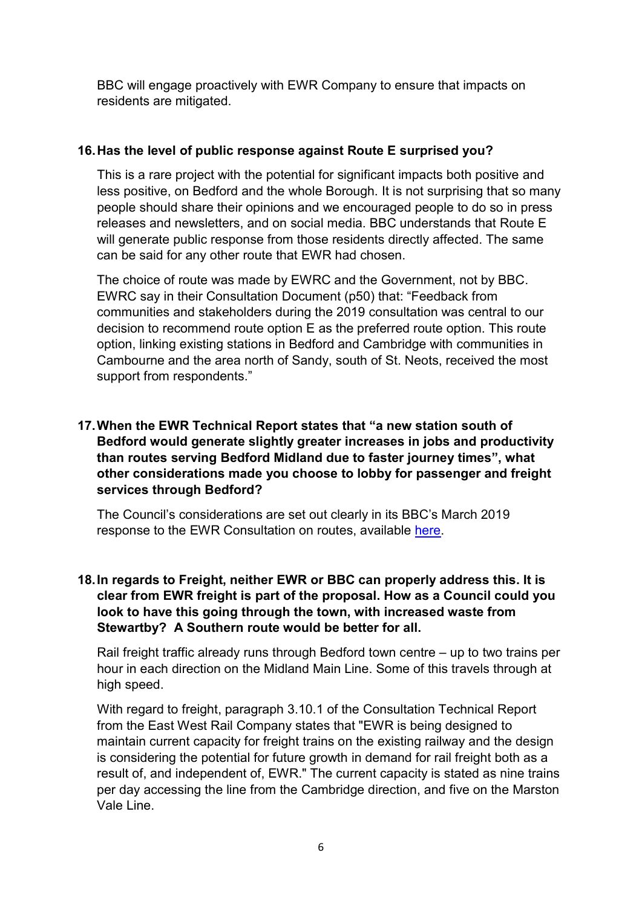BBC will engage proactively with EWR Company to ensure that impacts on residents are mitigated.

**16. Has the level of public response against Route E surprised you?**

This is a rare project with the potential for significant impacts both positive and less positive, on Bedford and the whole Borough. It is not surprising that so many people should share their opinions and we encouraged people to do so in press releases and newsletters, and on social media. BBC understands that Route E will generate public response from those residents directly affected. The same can be said for any other route that EWR had chosen.

The choice of route was made by EWRC and the Government, not by BBC. EWRC say in their Consultation Document (p50) that: "Feedback from communities and stakeholders during the 2019 consultation was central to our decision to recommend route option E as the preferred route option. This route option, linking existing stations in Bedford and Cambridge with communities in Cambourne and the area north of Sandy, south of St. Neots, received the most support from respondents."

**17. When the EWR Technical Report states that "a new station south of Bedford would generate slightly greater increases in jobs and productivity than routes serving Bedford Midland due to faster journey times", what other considerations made you choose to lobby for passenger and freight services through Bedford?**

The Council's considerations are set out clearly in its BBC's March 2019 response to the EWR Consultation on routes, available here.

**18. In regards to Freight, neither EWR or BBC can properly address this. It is clear from EWR freight is part of the proposal. How as a Council could you look to have this going through the town, with increased waste from Stewartby? A Southern route would be better for all.**

Rail freight traffic already runs through Bedford town centre – up to two trains per hour in each direction on the Midland Main Line. Some of this travels through at high speed.

With regard to freight, paragraph 3.10.1 of the Consultation Technical Report from the East West Rail Company states that "EWR is being designed to maintain current capacity for freight trains on the existing railway and the design is considering the potential for future growth in demand for rail freight both as a result of, and independent of, EWR." The current capacity is stated as nine trains per day accessing the line from the Cambridge direction, and five on the Marston Vale Line.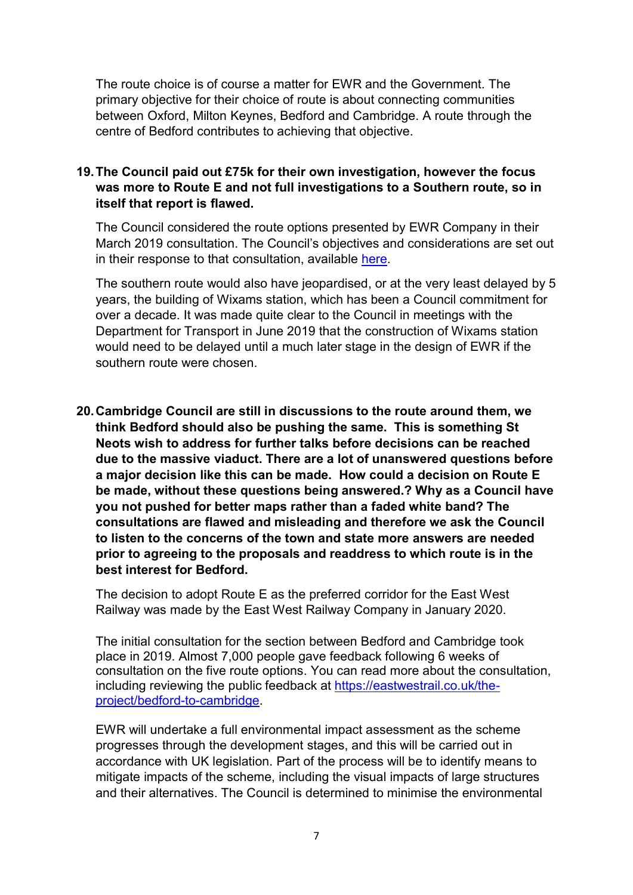The route choice is of course a matter for EWR and the Government. The primary objective for their choice of route is about connecting communities between Oxford, Milton Keynes, Bedford and Cambridge. A route through the centre of Bedford contributes to achieving that objective.

19. **The Council paid out £75k for their own investigation, however the focus was more to Route E and not full investigations to a Southern route, so in itself that report is flawed.**

    The Council considered the route options presented by EWR Company in their March 2019 consultation. The Council's objectives and considerations are set out in their response to that consultation, available [here]().

    The southern route would also have jeopardised, or at the very least delayed by 5 years, the building of Wixams station, which has been a Council commitment for over a decade. It was made quite clear to the Council in meetings with the Department for Transport in June 2019 that the construction of Wixams station would need to be delayed until a much later stage in the design of EWR if the southern route were chosen.

20. **Cambridge Council are still in discussions to the route around them, we think Bedford should also be pushing the same. This is something St Neots wish to address for further talks before decisions can be reached due to the massive viaduct. There are a lot of unanswered questions before a major decision like this can be made. How could a decision on Route E be made, without these questions being answered.? Why as a Council have you not pushed for better maps rather than a faded white band? The consultations are flawed and misleading and therefore we ask the Council to listen to the concerns of the town and state more answers are needed prior to agreeing to the proposals and readdress to which route is in the best interest for Bedford.**

    The decision to adopt Route E as the preferred corridor for the East West Railway was made by the East West Railway Company in January 2020.

    The initial consultation for the section between Bedford and Cambridge took place in 2019. Almost 7,000 people gave feedback following 6 weeks of consultation on the five route options. You can read more about the consultation, including reviewing the public feedback at [https://eastwestrail.co.uk/the-project/bedford-to-cambridge](https://eastwestrail.co.uk/the-project/bedford-to-cambridge).

    EWR will undertake a full environmental impact assessment as the scheme progresses through the development stages, and this will be carried out in accordance with UK legislation. Part of the process will be to identify means to mitigate impacts of the scheme, including the visual impacts of large structures and their alternatives. The Council is determined to minimise the environmental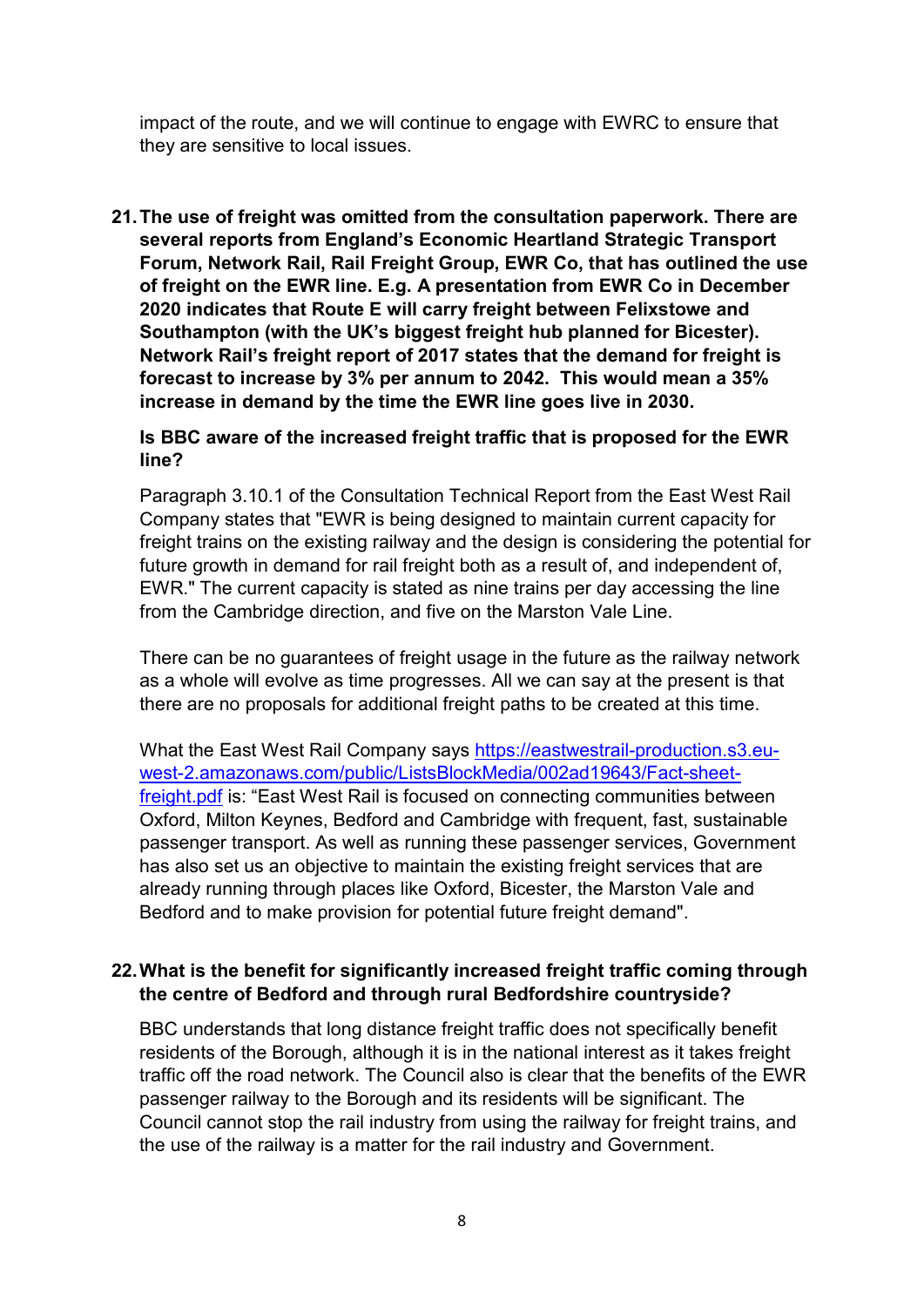impact of the route, and we will continue to engage with EWRC to ensure that they are sensitive to local issues.

**21. The use of freight was omitted from the consultation paperwork. There are several reports from England's Economic Heartland Strategic Transport Forum, Network Rail, Rail Freight Group, EWR Co, that has outlined the use of freight on the EWR line. E.g. A presentation from EWR Co in December 2020 indicates that Route E will carry freight between Felixstowe and Southampton (with the UK's biggest freight hub planned for Bicester). Network Rail's freight report of 2017 states that the demand for freight is forecast to increase by 3% per annum to 2042. This would mean a 35% increase in demand by the time the EWR line goes live in 2030.**

**Is BBC aware of the increased freight traffic that is proposed for the EWR line?**

Paragraph 3.10.1 of the Consultation Technical Report from the East West Rail Company states that "EWR is being designed to maintain current capacity for freight trains on the existing railway and the design is considering the potential for future growth in demand for rail freight both as a result of, and independent of, EWR." The current capacity is stated as nine trains per day accessing the line from the Cambridge direction, and five on the Marston Vale Line.

There can be no guarantees of freight usage in the future as the railway network as a whole will evolve as time progresses. All we can say at the present is that there are no proposals for additional freight paths to be created at this time.

What the East West Rail Company says [https://eastwestrail-production.s3.eu-west-2.amazonaws.com/public/ListsBlockMedia/002ad19643/Fact-sheet-freight.pdf](https://eastwestrail-production.s3.eu-west-2.amazonaws.com/public/ListsBlockMedia/002ad19643/Fact-sheet-freight.pdf) is: "East West Rail is focused on connecting communities between Oxford, Milton Keynes, Bedford and Cambridge with frequent, fast, sustainable passenger transport. As well as running these passenger services, Government has also set us an objective to maintain the existing freight services that are already running through places like Oxford, Bicester, the Marston Vale and Bedford and to make provision for potential future freight demand".

**22. What is the benefit for significantly increased freight traffic coming through the centre of Bedford and through rural Bedfordshire countryside?**

BBC understands that long distance freight traffic does not specifically benefit residents of the Borough, although it is in the national interest as it takes freight traffic off the road network. The Council also is clear that the benefits of the EWR passenger railway to the Borough and its residents will be significant. The Council cannot stop the rail industry from using the railway for freight trains, and the use of the railway is a matter for the rail industry and Government.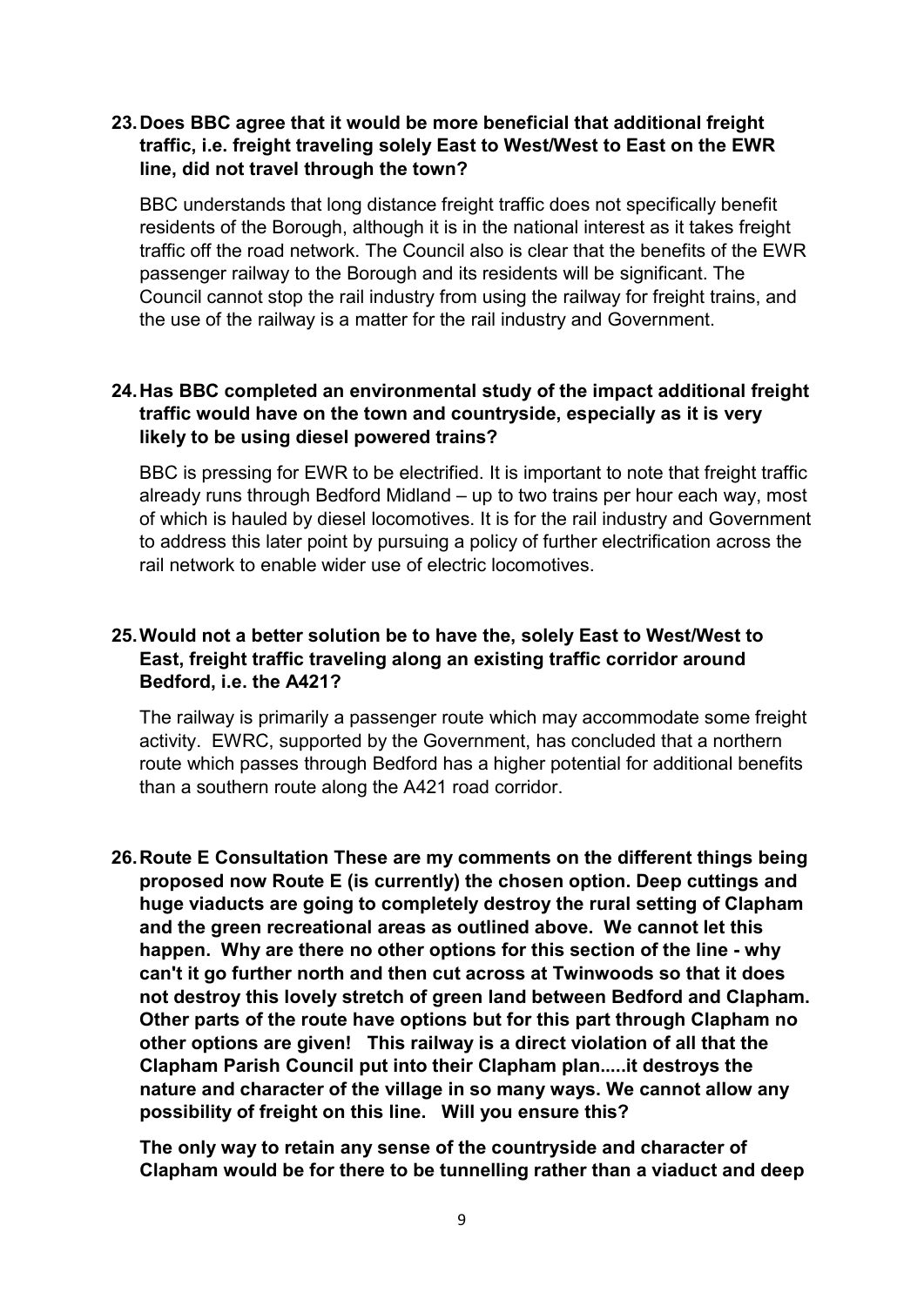**23. Does BBC agree that it would be more beneficial that additional freight traffic, i.e. freight traveling solely East to West/West to East on the EWR line, did not travel through the town?**

BBC understands that long distance freight traffic does not specifically benefit residents of the Borough, although it is in the national interest as it takes freight traffic off the road network. The Council also is clear that the benefits of the EWR passenger railway to the Borough and its residents will be significant. The Council cannot stop the rail industry from using the railway for freight trains, and the use of the railway is a matter for the rail industry and Government.

**24. Has BBC completed an environmental study of the impact additional freight traffic would have on the town and countryside, especially as it is very likely to be using diesel powered trains?**

BBC is pressing for EWR to be electrified. It is important to note that freight traffic already runs through Bedford Midland – up to two trains per hour each way, most of which is hauled by diesel locomotives. It is for the rail industry and Government to address this later point by pursuing a policy of further electrification across the rail network to enable wider use of electric locomotives.

**25. Would not a better solution be to have the, solely East to West/West to East, freight traffic traveling along an existing traffic corridor around Bedford, i.e. the A421?**

The railway is primarily a passenger route which may accommodate some freight activity. EWRC, supported by the Government, has concluded that a northern route which passes through Bedford has a higher potential for additional benefits than a southern route along the A421 road corridor.

**26. Route E Consultation These are my comments on the different things being proposed now Route E (is currently) the chosen option. Deep cuttings and huge viaducts are going to completely destroy the rural setting of Clapham and the green recreational areas as outlined above. We cannot let this happen. Why are there no other options for this section of the line - why can't it go further north and then cut across at Twinwoods so that it does not destroy this lovely stretch of green land between Bedford and Clapham. Other parts of the route have options but for this part through Clapham no other options are given! This railway is a direct violation of all that the Clapham Parish Council put into their Clapham plan.....it destroys the nature and character of the village in so many ways. We cannot allow any possibility of freight on this line. Will you ensure this?**

**The only way to retain any sense of the countryside and character of Clapham would be for there to be tunnelling rather than a viaduct and deep**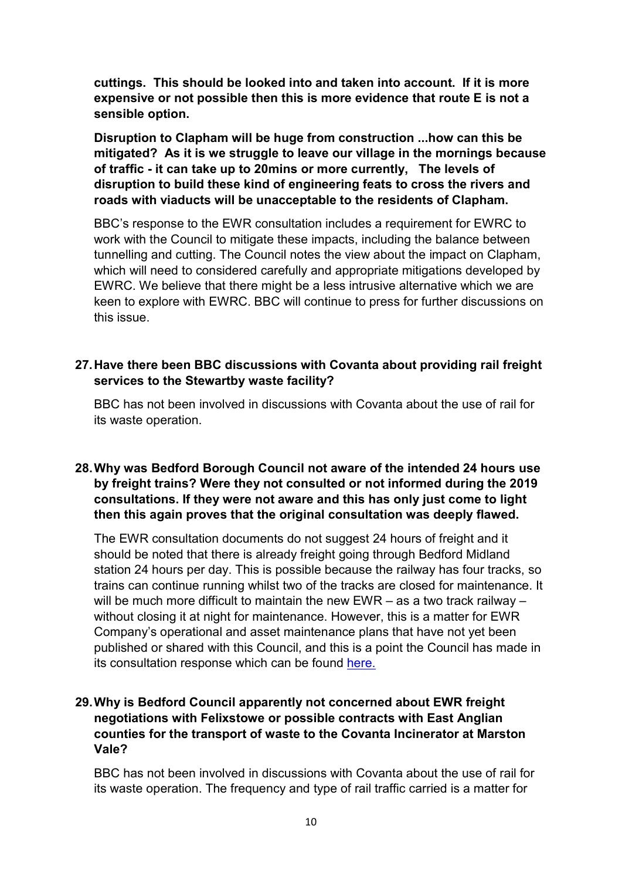**cuttings. This should be looked into and taken into account. If it is more expensive or not possible then this is more evidence that route E is not a sensible option.**

**Disruption to Clapham will be huge from construction ...how can this be mitigated? As it is we struggle to leave our village in the mornings because of traffic - it can take up to 20mins or more currently, The levels of disruption to build these kind of engineering feats to cross the rivers and roads with viaducts will be unacceptable to the residents of Clapham.**

BBC's response to the EWR consultation includes a requirement for EWRC to work with the Council to mitigate these impacts, including the balance between tunnelling and cutting. The Council notes the view about the impact on Clapham, which will need to considered carefully and appropriate mitigations developed by EWRC. We believe that there might be a less intrusive alternative which we are keen to explore with EWRC. BBC will continue to press for further discussions on this issue.

**27. Have there been BBC discussions with Covanta about providing rail freight services to the Stewartby waste facility?**

BBC has not been involved in discussions with Covanta about the use of rail for its waste operation.

**28. Why was Bedford Borough Council not aware of the intended 24 hours use by freight trains? Were they not consulted or not informed during the 2019 consultations. If they were not aware and this has only just come to light then this again proves that the original consultation was deeply flawed.**

The EWR consultation documents do not suggest 24 hours of freight and it should be noted that there is already freight going through Bedford Midland station 24 hours per day. This is possible because the railway has four tracks, so trains can continue running whilst two of the tracks are closed for maintenance. It will be much more difficult to maintain the new EWR – as a two track railway – without closing it at night for maintenance. However, this is a matter for EWR Company's operational and asset maintenance plans that have not yet been published or shared with this Council, and this is a point the Council has made in its consultation response which can be found [here.](here.)

**29. Why is Bedford Council apparently not concerned about EWR freight negotiations with Felixstowe or possible contracts with East Anglian counties for the transport of waste to the Covanta Incinerator at Marston Vale?**

BBC has not been involved in discussions with Covanta about the use of rail for its waste operation. The frequency and type of rail traffic carried is a matter for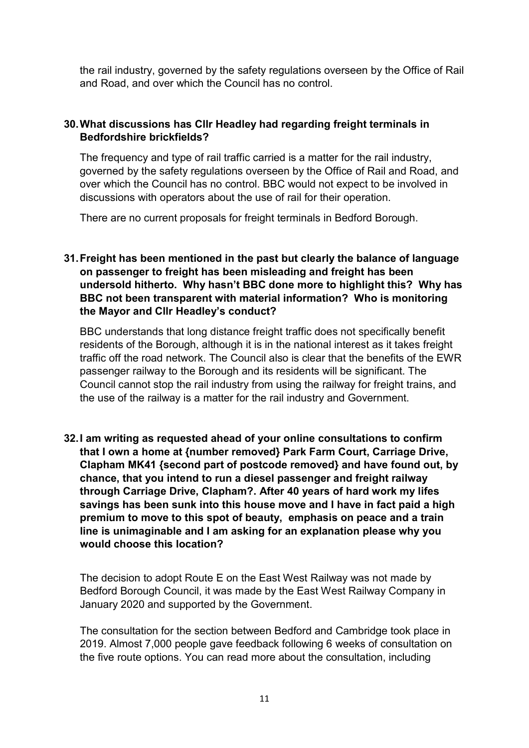the rail industry, governed by the safety regulations overseen by the Office of Rail and Road, and over which the Council has no control.

**30. What discussions has Cllr Headley had regarding freight terminals in Bedfordshire brickfields?**

The frequency and type of rail traffic carried is a matter for the rail industry, governed by the safety regulations overseen by the Office of Rail and Road, and over which the Council has no control. BBC would not expect to be involved in discussions with operators about the use of rail for their operation.

There are no current proposals for freight terminals in Bedford Borough.

**31. Freight has been mentioned in the past but clearly the balance of language on passenger to freight has been misleading and freight has been undersold hitherto. Why hasn't BBC done more to highlight this? Why has BBC not been transparent with material information? Who is monitoring the Mayor and Cllr Headley's conduct?**

BBC understands that long distance freight traffic does not specifically benefit residents of the Borough, although it is in the national interest as it takes freight traffic off the road network. The Council also is clear that the benefits of the EWR passenger railway to the Borough and its residents will be significant. The Council cannot stop the rail industry from using the railway for freight trains, and the use of the railway is a matter for the rail industry and Government.

**32. I am writing as requested ahead of your online consultations to confirm that I own a home at {number removed} Park Farm Court, Carriage Drive, Clapham MK41 {second part of postcode removed} and have found out, by chance, that you intend to run a diesel passenger and freight railway through Carriage Drive, Clapham?. After 40 years of hard work my lifes savings has been sunk into this house move and I have in fact paid a high premium to move to this spot of beauty, emphasis on peace and a train line is unimaginable and I am asking for an explanation please why you would choose this location?**

The decision to adopt Route E on the East West Railway was not made by Bedford Borough Council, it was made by the East West Railway Company in January 2020 and supported by the Government.

The consultation for the section between Bedford and Cambridge took place in 2019. Almost 7,000 people gave feedback following 6 weeks of consultation on the five route options. You can read more about the consultation, including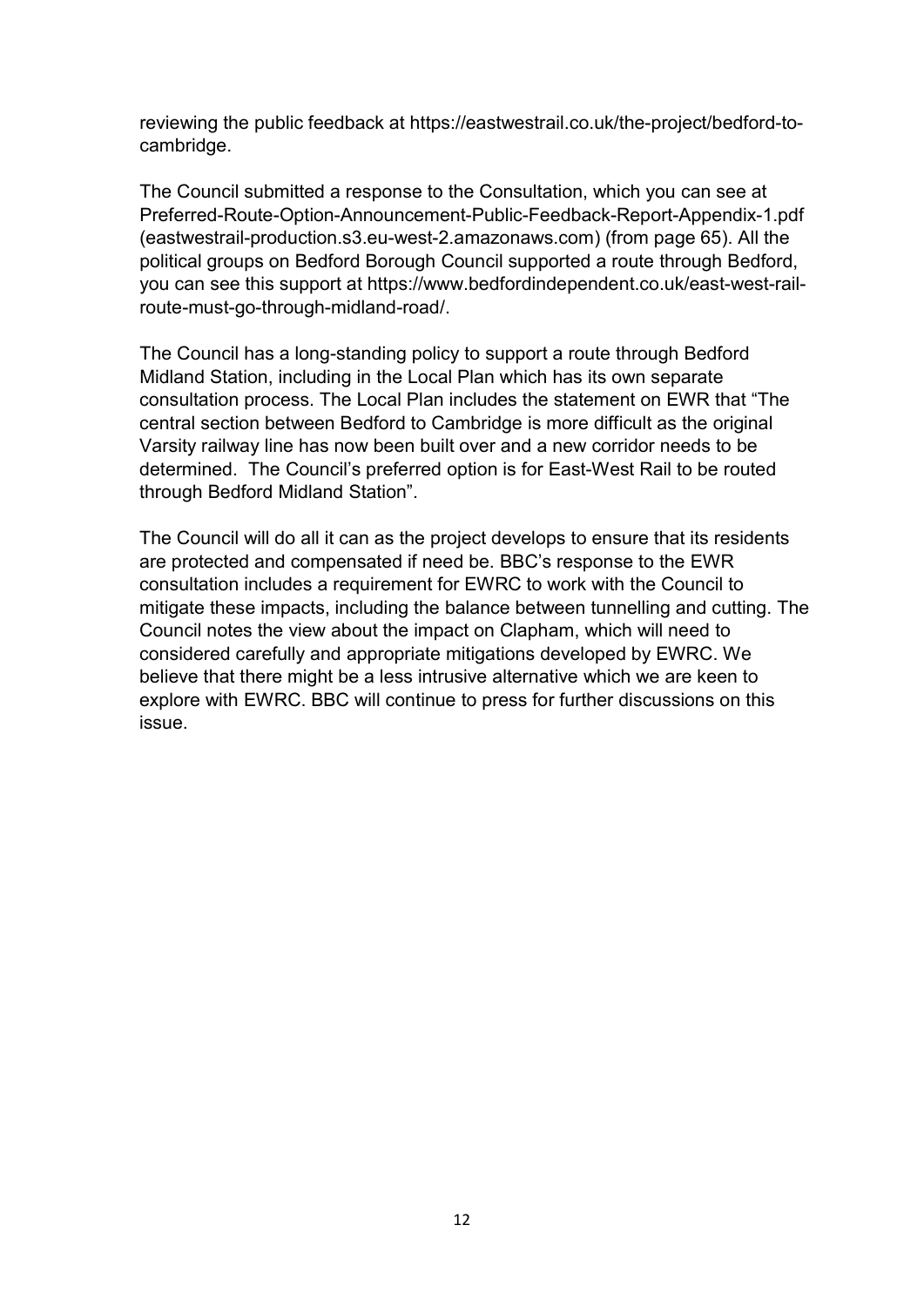reviewing the public feedback at https://eastwestrail.co.uk/the-project/bedford-to-cambridge.

The Council submitted a response to the Consultation, which you can see at Preferred-Route-Option-Announcement-Public-Feedback-Report-Appendix-1.pdf (eastwestrail-production.s3.eu-west-2.amazonaws.com) (from page 65). All the political groups on Bedford Borough Council supported a route through Bedford, you can see this support at https://www.bedfordindependent.co.uk/east-west-rail-route-must-go-through-midland-road/.

The Council has a long-standing policy to support a route through Bedford Midland Station, including in the Local Plan which has its own separate consultation process. The Local Plan includes the statement on EWR that "The central section between Bedford to Cambridge is more difficult as the original Varsity railway line has now been built over and a new corridor needs to be determined. The Council's preferred option is for East-West Rail to be routed through Bedford Midland Station".

The Council will do all it can as the project develops to ensure that its residents are protected and compensated if need be. BBC's response to the EWR consultation includes a requirement for EWRC to work with the Council to mitigate these impacts, including the balance between tunnelling and cutting. The Council notes the view about the impact on Clapham, which will need to considered carefully and appropriate mitigations developed by EWRC. We believe that there might be a less intrusive alternative which we are keen to explore with EWRC. BBC will continue to press for further discussions on this issue.